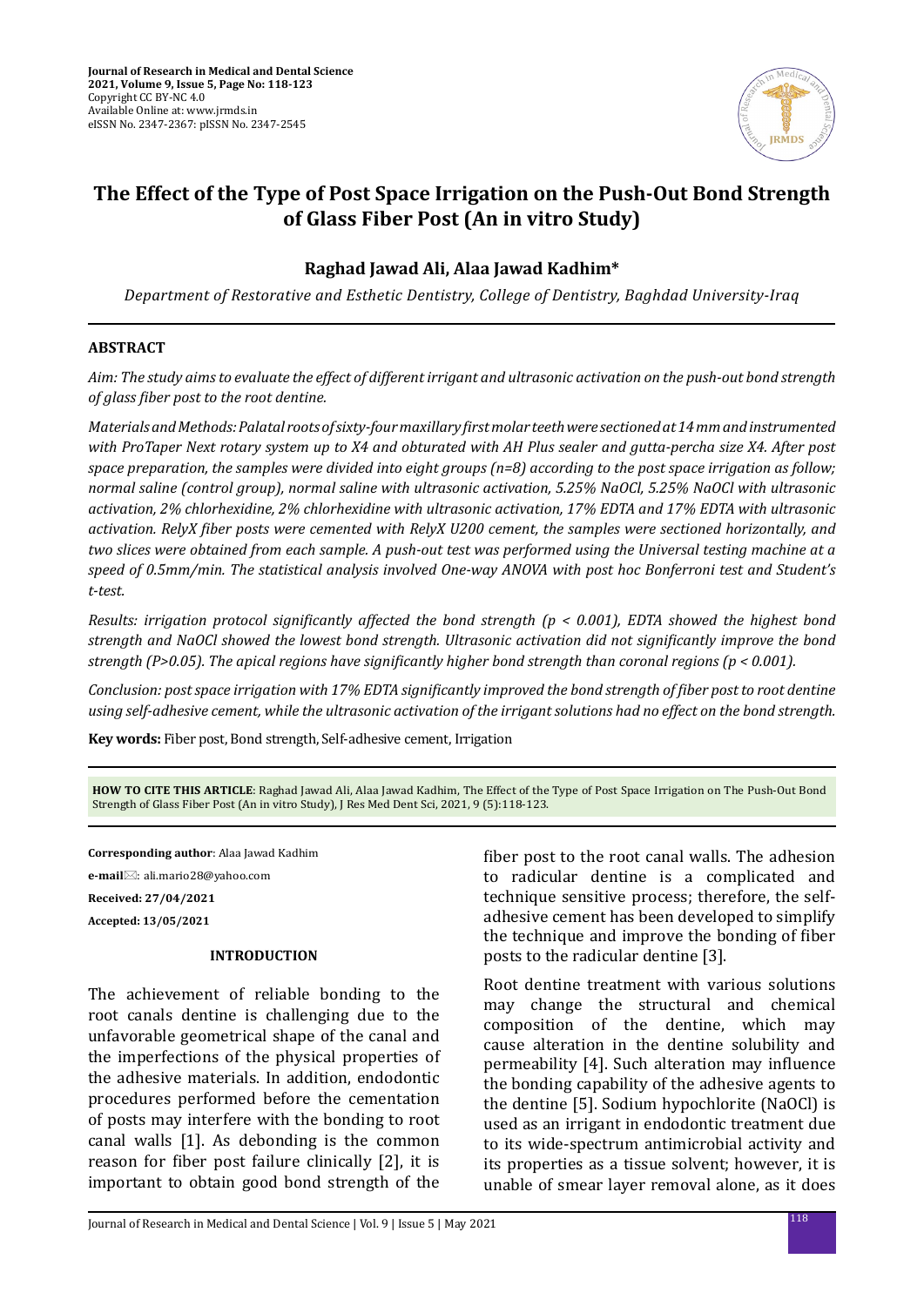# The Effect of the Type of Post Space Irrigation on the Push-Out Bond Strength of Glass Fiber Post (An in vitro Study)

**Raghad Jawad Ali, Alaa Jawad Kadhim***

*Department of Restorative and Esthetic Dentistry, College of Dentistry, Baghdad University-Iraq*

## ABSTRACT

*Aim: The study aims to evaluate the effect of different irrigant and ultrasonic activation on the push-out bond strength of glass fiber post to the root dentine.*

*Materials and Methods: Palatal roots of sixty-four maxillary first molar teeth were sectioned at 14 mm and instrumented with ProTaper Next rotary system up to X4 and obturated with AH Plus sealer and gutta-percha size X4. After post space preparation, the samples were divided into eight groups (n=8) according to the post space irrigation as follow; normal saline (control group), normal saline with ultrasonic activation, 5.25% NaOCl, 5.25% NaOCl with ultrasonic activation, 2% chlorhexidine, 2% chlorhexidine with ultrasonic activation, 17% EDTA and 17% EDTA with ultrasonic activation. RelyX fiber posts were cemented with RelyX U200 cement, the samples were sectioned horizontally, and two slices were obtained from each sample. A push-out test was performed using the Universal testing machine at a speed of 0.5mm/min. The statistical analysis involved One-way ANOVA with post hoc Bonferroni test and Student's t-test.*

*Results: irrigation protocol significantly affected the bond strength ($p < 0.001$), EDTA showed the highest bond strength and NaOCl showed the lowest bond strength. Ultrasonic activation did not significantly improve the bond strength ($P>0.05$). The apical regions have significantly higher bond strength than coronal regions ($p < 0.001$).*

*Conclusion: post space irrigation with 17% EDTA significantly improved the bond strength of fiber post to root dentine using self-adhesive cement, while the ultrasonic activation of the irrigant solutions had no effect on the bond strength.*

**Key words:** Fiber post, Bond strength, Self-adhesive cement, Irrigation

**HOW TO CITE THIS ARTICLE**: Raghad Jawad Ali, Alaa Jawad Kadhim, The Effect of the Type of Post Space Irrigation on The Push-Out Bond Strength of Glass Fiber Post (An in vitro Study), J Res Med Dent Sci, 2021, 9 (5):118-123.

**Corresponding author**: Alaa Jawad Kadhim

**e-mail**: ali.mario28@yahoo.com

**Received: 27/04/2021**

**Accepted: 13/05/2021**

## INTRODUCTION

The achievement of reliable bonding to the root canals dentine is challenging due to the unfavorable geometrical shape of the canal and the imperfections of the physical properties of the adhesive materials. In addition, endodontic procedures performed before the cementation of posts may interfere with the bonding to root canal walls [1]. As debonding is the common reason for fiber post failure clinically [2], it is important to obtain good bond strength of the fiber post to the root canal walls. The adhesion to radicular dentine is a complicated and technique sensitive process; therefore, the self-adhesive cement has been developed to simplify the technique and improve the bonding of fiber posts to the radicular dentine [3].

Root dentine treatment with various solutions may change the structural and chemical composition of the dentine, which may cause alteration in the dentine solubility and permeability [4]. Such alteration may influence the bonding capability of the adhesive agents to the dentine [5]. Sodium hypochlorite (NaOCl) is used as an irrigant in endodontic treatment due to its wide-spectrum antimicrobial activity and its properties as a tissue solvent; however, it is unable of smear layer removal alone, as it does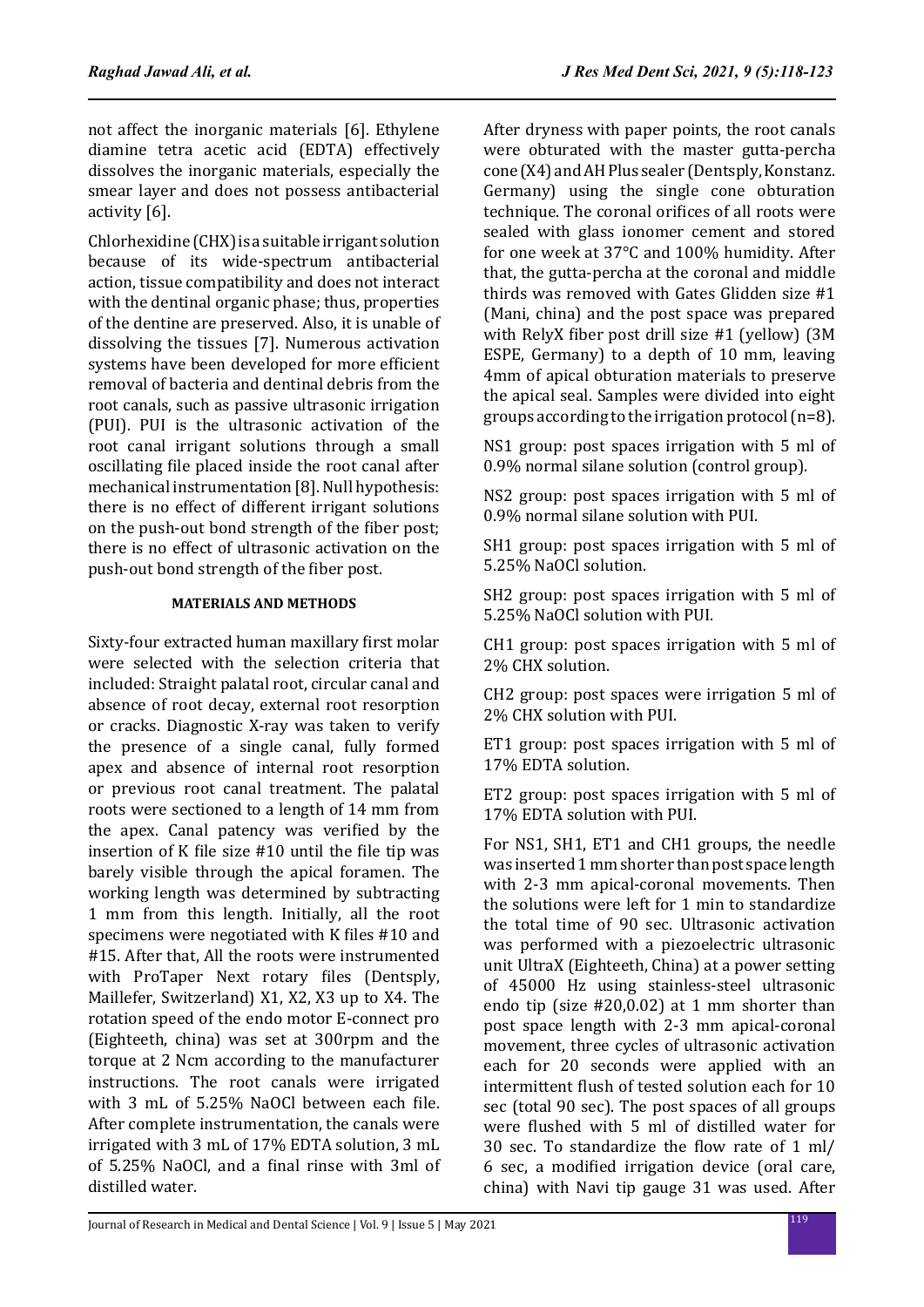not affect the inorganic materials [6]. Ethylene diamine tetra acetic acid (EDTA) effectively dissolves the inorganic materials, especially the smear layer and does not possess antibacterial activity [6].

Chlorhexidine (CHX) is a suitable irrigant solution because of its wide-spectrum antibacterial action, tissue compatibility and does not interact with the dentinal organic phase; thus, properties of the dentine are preserved. Also, it is unable of dissolving the tissues [7]. Numerous activation systems have been developed for more efficient removal of bacteria and dentinal debris from the root canals, such as passive ultrasonic irrigation (PUI). PUI is the ultrasonic activation of the root canal irrigant solutions through a small oscillating file placed inside the root canal after mechanical instrumentation [8]. Null hypothesis: there is no effect of different irrigant solutions on the push-out bond strength of the fiber post; there is no effect of ultrasonic activation on the push-out bond strength of the fiber post.

## MATERIALS AND METHODS

Sixty-four extracted human maxillary first molar were selected with the selection criteria that included: Straight palatal root, circular canal and absence of root decay, external root resorption or cracks. Diagnostic X-ray was taken to verify the presence of a single canal, fully formed apex and absence of internal root resorption or previous root canal treatment. The palatal roots were sectioned to a length of 14 mm from the apex. Canal patency was verified by the insertion of K file size #10 until the file tip was barely visible through the apical foramen. The working length was determined by subtracting 1 mm from this length. Initially, all the root specimens were negotiated with K files #10 and #15. After that, All the roots were instrumented with ProTaper Next rotary files (Dentsply, Maillefer, Switzerland) X1, X2, X3 up to X4. The rotation speed of the endo motor E-connect pro (Eighteeth, china) was set at 300rpm and the torque at 2 Ncm according to the manufacturer instructions. The root canals were irrigated with 3 mL of 5.25% NaOCl between each file. After complete instrumentation, the canals were irrigated with 3 mL of 17% EDTA solution, 3 mL of 5.25% NaOCl, and a final rinse with 3ml of distilled water.

After dryness with paper points, the root canals were obturated with the master gutta-percha cone (X4) and AH Plus sealer (Dentsply, Konstanz. Germany) using the single cone obturation technique. The coronal orifices of all roots were sealed with glass ionomer cement and stored for one week at 37°C and 100% humidity. After that, the gutta-percha at the coronal and middle thirds was removed with Gates Glidden size #1 (Mani, china) and the post space was prepared with RelyX fiber post drill size #1 (yellow) (3M ESPE, Germany) to a depth of 10 mm, leaving 4mm of apical obturation materials to preserve the apical seal. Samples were divided into eight groups according to the irrigation protocol (n=8).

NS1 group: post spaces irrigation with 5 ml of 0.9% normal silane solution (control group).

NS2 group: post spaces irrigation with 5 ml of 0.9% normal silane solution with PUI.

SH1 group: post spaces irrigation with 5 ml of 5.25% NaOCl solution.

SH2 group: post spaces irrigation with 5 ml of 5.25% NaOCl solution with PUI.

CH1 group: post spaces irrigation with 5 ml of 2% CHX solution.

CH2 group: post spaces were irrigation 5 ml of 2% CHX solution with PUI.

ET1 group: post spaces irrigation with 5 ml of 17% EDTA solution.

ET2 group: post spaces irrigation with 5 ml of 17% EDTA solution with PUI.

For NS1, SH1, ET1 and CH1 groups, the needle was inserted 1 mm shorter than post space length with 2-3 mm apical-coronal movements. Then the solutions were left for 1 min to standardize the total time of 90 sec. Ultrasonic activation was performed with a piezoelectric ultrasonic unit UltraX (Eighteeth, China) at a power setting of 45000 Hz using stainless-steel ultrasonic endo tip (size #20,0.02) at 1 mm shorter than post space length with 2-3 mm apical-coronal movement, three cycles of ultrasonic activation each for 20 seconds were applied with an intermittent flush of tested solution each for 10 sec (total 90 sec). The post spaces of all groups were flushed with 5 ml of distilled water for 30 sec. To standardize the flow rate of 1 ml/ 6 sec, a modified irrigation device (oral care, china) with Navi tip gauge 31 was used. After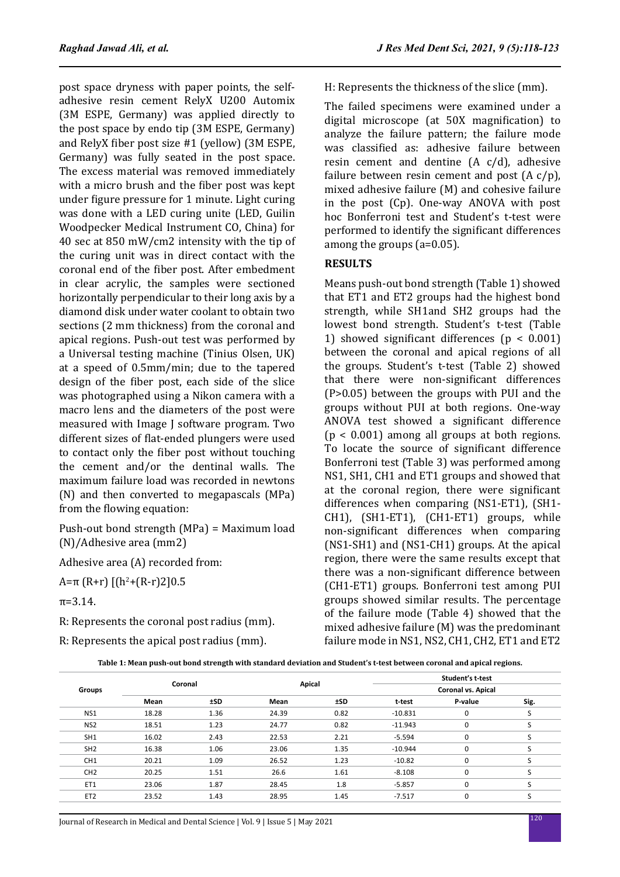post space dryness with paper points, the self-adhesive resin cement RelyX U200 Automix (3M ESPE, Germany) was applied directly to the post space by endo tip (3M ESPE, Germany) and RelyX fiber post size #1 (yellow) (3M ESPE, Germany) was fully seated in the post space. The excess material was removed immediately with a micro brush and the fiber post was kept under figure pressure for 1 minute. Light curing was done with a LED curing unite (LED, Guilin Woodpecker Medical Instrument CO, China) for 40 sec at 850 mW/cm2 intensity with the tip of the curing unit was in direct contact with the coronal end of the fiber post. After embedment in clear acrylic, the samples were sectioned horizontally perpendicular to their long axis by a diamond disk under water coolant to obtain two sections (2 mm thickness) from the coronal and apical regions. Push-out test was performed by a Universal testing machine (Tinius Olsen, UK) at a speed of 0.5mm/min; due to the tapered design of the fiber post, each side of the slice was photographed using a Nikon camera with a macro lens and the diameters of the post were measured with Image J software program. Two different sizes of flat-ended plungers were used to contact only the fiber post without touching the cement and/or the dentinal walls. The maximum failure load was recorded in newtons (N) and then converted to megapascals (MPa) from the flowing equation:

Push-out bond strength (MPa) = Maximum load (N)/Adhesive area (mm2)

Adhesive area (A) recorded from:

$A=\pi (R+r) [(h^2+(R-r)2]0.5$

$\pi=3.14$.

R: Represents the coronal post radius (mm).

R: Represents the apical post radius (mm).

H: Represents the thickness of the slice (mm).

The failed specimens were examined under a digital microscope (at 50X magnification) to analyze the failure pattern; the failure mode was classified as: adhesive failure between resin cement and dentine (A c/d), adhesive failure between resin cement and post (A c/p), mixed adhesive failure (M) and cohesive failure in the post (Cp). One-way ANOVA with post hoc Bonferroni test and Student's t-test were performed to identify the significant differences among the groups (a=0.05).

## RESULTS

Means push-out bond strength (Table 1) showed that ET1 and ET2 groups had the highest bond strength, while SH1and SH2 groups had the lowest bond strength. Student's t-test (Table 1) showed significant differences ($p < 0.001$) between the coronal and apical regions of all the groups. Student's t-test (Table 2) showed that there were non-significant differences ($P>0.05$) between the groups with PUI and the groups without PUI at both regions. One-way ANOVA test showed a significant difference ($p < 0.001$) among all groups at both regions. To locate the source of significant difference Bonferroni test (Table 3) was performed among NS1, SH1, CH1 and ET1 groups and showed that at the coronal region, there were significant differences when comparing (NS1-ET1), (SH1-CH1), (SH1-ET1), (CH1-ET1) groups, while non-significant differences when comparing (NS1-SH1) and (NS1-CH1) groups. At the apical region, there were the same results except that there was a non-significant difference between (CH1-ET1) groups. Bonferroni test among PUI groups showed similar results. The percentage of the failure mode (Table 4) showed that the mixed adhesive failure (M) was the predominant failure mode in NS1, NS2, CH1, CH2, ET1 and ET2

**Table 1: Mean push-out bond strength with standard deviation and Student's t-test between coronal and apical regions.**

| Groups | Coronal | | Apical | | Student's t-test | | |
|---|---|---|---|---|---|---|---|
| | | | | | Coronal vs. Apical | | |
| | Mean | ±SD | Mean | ±SD | t-test | P-value | Sig. |
| NS1 | 18.28 | 1.36 | 24.39 | 0.82 | -10.831 | 0 | S |
| NS2 | 18.51 | 1.23 | 24.77 | 0.82 | -11.943 | 0 | S |
| SH1 | 16.02 | 2.43 | 22.53 | 2.21 | -5.594 | 0 | S |
| SH2 | 16.38 | 1.06 | 23.06 | 1.35 | -10.944 | 0 | S |
| CH1 | 20.21 | 1.09 | 26.52 | 1.23 | -10.82 | 0 | S |
| CH2 | 20.25 | 1.51 | 26.6 | 1.61 | -8.108 | 0 | S |
| ET1 | 23.06 | 1.87 | 28.45 | 1.8 | -5.857 | 0 | S |
| ET2 | 23.52 | 1.43 | 28.95 | 1.45 | -7.517 | 0 | S |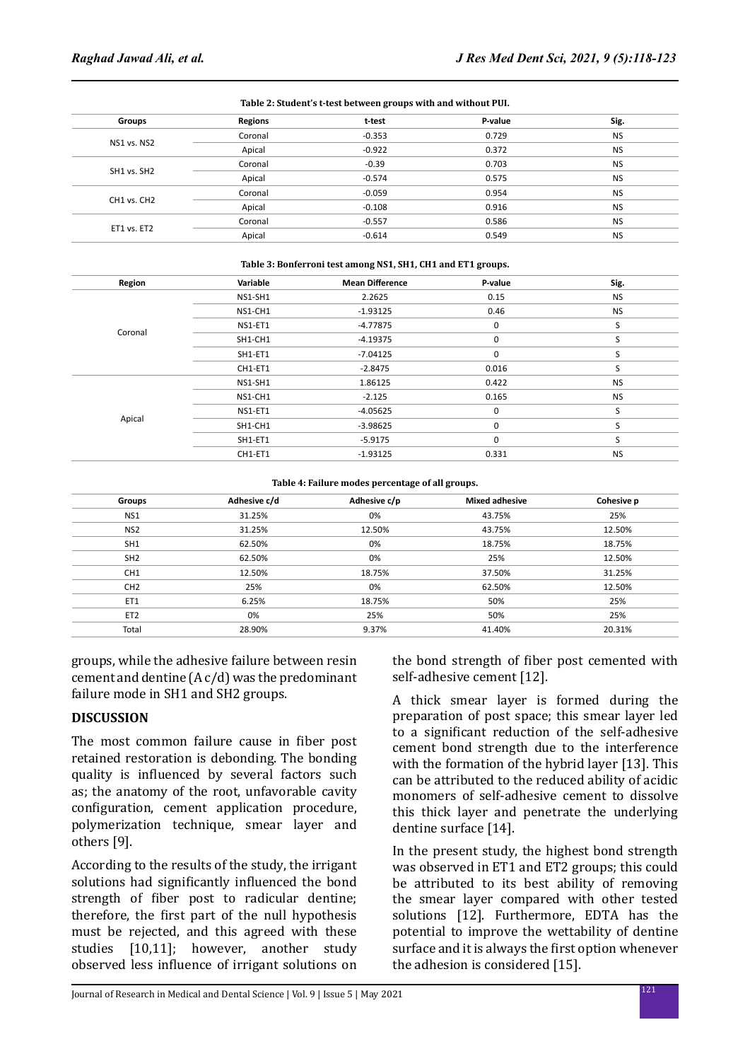**Table 2: Student's t-test between groups with and without PUI.**

| Groups | Regions | t-test | P-value | Sig. |
|---|---|---|---|---|
| NS1 vs. NS2 | Coronal | -0.353 | 0.729 | NS |
| | Apical | -0.922 | 0.372 | NS |
| SH1 vs. SH2 | Coronal | -0.39 | 0.703 | NS |
| | Apical | -0.574 | 0.575 | NS |
| CH1 vs. CH2 | Coronal | -0.059 | 0.954 | NS |
| | Apical | -0.108 | 0.916 | NS |
| ET1 vs. ET2 | Coronal | -0.557 | 0.586 | NS |
| | Apical | -0.614 | 0.549 | NS |

**Table 3: Bonferroni test among NS1, SH1, CH1 and ET1 groups.**

| Region | Variable | Mean Difference | P-value | Sig. |
|---|---|---|---|---|
| Coronal | NS1-SH1 | 2.2625 | 0.15 | NS |
| | NS1-CH1 | -1.93125 | 0.46 | NS |
| | NS1-ET1 | -4.77875 | 0 | S |
| | SH1-CH1 | -4.19375 | 0 | S |
| | SH1-ET1 | -7.04125 | 0 | S |
| | CH1-ET1 | -2.8475 | 0.016 | S |
| Apical | NS1-SH1 | 1.86125 | 0.422 | NS |
| | NS1-CH1 | -2.125 | 0.165 | NS |
| | NS1-ET1 | -4.05625 | 0 | S |
| | SH1-CH1 | -3.98625 | 0 | S |
| | SH1-ET1 | -5.9175 | 0 | S |
| | CH1-ET1 | -1.93125 | 0.331 | NS |

**Table 4: Failure modes percentage of all groups.**

| Groups | Adhesive c/d | Adhesive c/p | Mixed adhesive | Cohesive p |
|---|---|---|---|---|
| NS1 | 31.25% | 0% | 43.75% | 25% |
| NS2 | 31.25% | 12.50% | 43.75% | 12.50% |
| SH1 | 62.50% | 0% | 18.75% | 18.75% |
| SH2 | 62.50% | 0% | 25% | 12.50% |
| CH1 | 12.50% | 18.75% | 37.50% | 31.25% |
| CH2 | 25% | 0% | 62.50% | 12.50% |
| ET1 | 6.25% | 18.75% | 50% | 25% |
| ET2 | 0% | 25% | 50% | 25% |
| Total | 28.90% | 9.37% | 41.40% | 20.31% |

groups, while the adhesive failure between resin cement and dentine (A c/d) was the predominant failure mode in SH1 and SH2 groups.

## DISCUSSION

The most common failure cause in fiber post retained restoration is debonding. The bonding quality is influenced by several factors such as; the anatomy of the root, unfavorable cavity configuration, cement application procedure, polymerization technique, smear layer and others [9].

According to the results of the study, the irrigant solutions had significantly influenced the bond strength of fiber post to radicular dentine; therefore, the first part of the null hypothesis must be rejected, and this agreed with these studies [10,11]; however, another study observed less influence of irrigant solutions on the bond strength of fiber post cemented with self-adhesive cement [12].

A thick smear layer is formed during the preparation of post space; this smear layer led to a significant reduction of the self-adhesive cement bond strength due to the interference with the formation of the hybrid layer [13]. This can be attributed to the reduced ability of acidic monomers of self-adhesive cement to dissolve this thick layer and penetrate the underlying dentine surface [14].

In the present study, the highest bond strength was observed in ET1 and ET2 groups; this could be attributed to its best ability of removing the smear layer compared with other tested solutions [12]. Furthermore, EDTA has the potential to improve the wettability of dentine surface and it is always the first option whenever the adhesion is considered [15].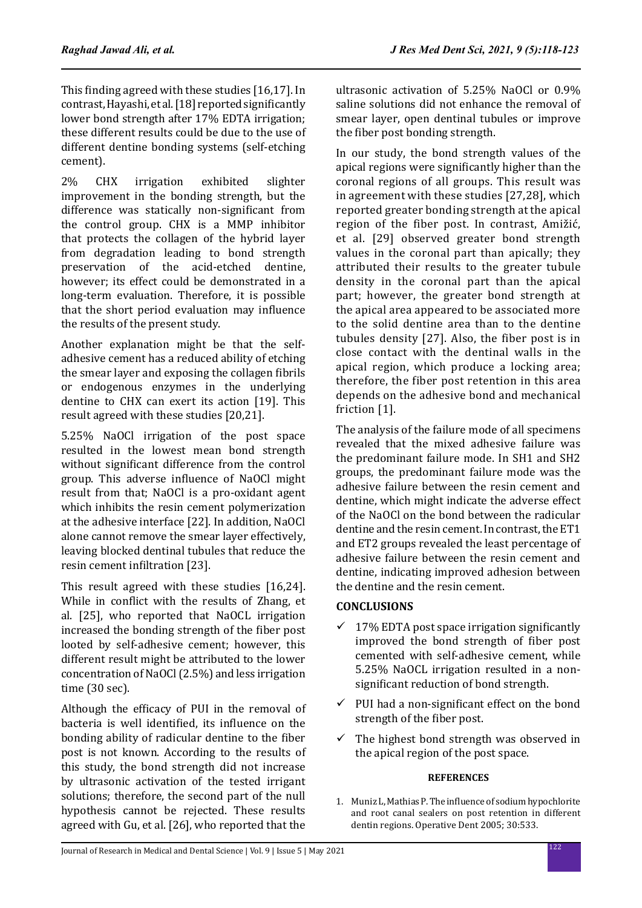This finding agreed with these studies [16,17]. In contrast, Hayashi, et al. [18] reported significantly lower bond strength after 17% EDTA irrigation; these different results could be due to the use of different dentine bonding systems (self-etching cement).

2% CHX irrigation exhibited slighter improvement in the bonding strength, but the difference was statically non-significant from the control group. CHX is a MMP inhibitor that protects the collagen of the hybrid layer from degradation leading to bond strength preservation of the acid-etched dentine, however; its effect could be demonstrated in a long-term evaluation. Therefore, it is possible that the short period evaluation may influence the results of the present study.

Another explanation might be that the self-adhesive cement has a reduced ability of etching the smear layer and exposing the collagen fibrils or endogenous enzymes in the underlying dentine to CHX can exert its action [19]. This result agreed with these studies [20,21].

5.25% NaOCl irrigation of the post space resulted in the lowest mean bond strength without significant difference from the control group. This adverse influence of NaOCl might result from that; NaOCl is a pro-oxidant agent which inhibits the resin cement polymerization at the adhesive interface [22]. In addition, NaOCl alone cannot remove the smear layer effectively, leaving blocked dentinal tubules that reduce the resin cement infiltration [23].

This result agreed with these studies [16,24]. While in conflict with the results of Zhang, et al. [25], who reported that NaOCL irrigation increased the bonding strength of the fiber post looted by self-adhesive cement; however, this different result might be attributed to the lower concentration of NaOCl (2.5%) and less irrigation time (30 sec).

Although the efficacy of PUI in the removal of bacteria is well identified, its influence on the bonding ability of radicular dentine to the fiber post is not known. According to the results of this study, the bond strength did not increase by ultrasonic activation of the tested irrigant solutions; therefore, the second part of the null hypothesis cannot be rejected. These results agreed with Gu, et al. [26], who reported that the ultrasonic activation of 5.25% NaOCl or 0.9% saline solutions did not enhance the removal of smear layer, open dentinal tubules or improve the fiber post bonding strength.

In our study, the bond strength values of the apical regions were significantly higher than the coronal regions of all groups. This result was in agreement with these studies [27,28], which reported greater bonding strength at the apical region of the fiber post. In contrast, Amižić, et al. [29] observed greater bond strength values in the coronal part than apically; they attributed their results to the greater tubule density in the coronal part than the apical part; however, the greater bond strength at the apical area appeared to be associated more to the solid dentine area than to the dentine tubules density [27]. Also, the fiber post is in close contact with the dentinal walls in the apical region, which produce a locking area; therefore, the fiber post retention in this area depends on the adhesive bond and mechanical friction [1].

The analysis of the failure mode of all specimens revealed that the mixed adhesive failure was the predominant failure mode. In SH1 and SH2 groups, the predominant failure mode was the adhesive failure between the resin cement and dentine, which might indicate the adverse effect of the NaOCl on the bond between the radicular dentine and the resin cement. In contrast, the ET1 and ET2 groups revealed the least percentage of adhesive failure between the resin cement and dentine, indicating improved adhesion between the dentine and the resin cement.

## CONCLUSIONS

- ✓ 17% EDTA post space irrigation significantly improved the bond strength of fiber post cemented with self-adhesive cement, while 5.25% NaOCL irrigation resulted in a non-significant reduction of bond strength.
- ✓ PUI had a non-significant effect on the bond strength of the fiber post.
- ✓ The highest bond strength was observed in the apical region of the post space.

## REFERENCES

1. Muniz L, Mathias P. The influence of sodium hypochlorite and root canal sealers on post retention in different dentin regions. Operative Dent 2005; 30:533.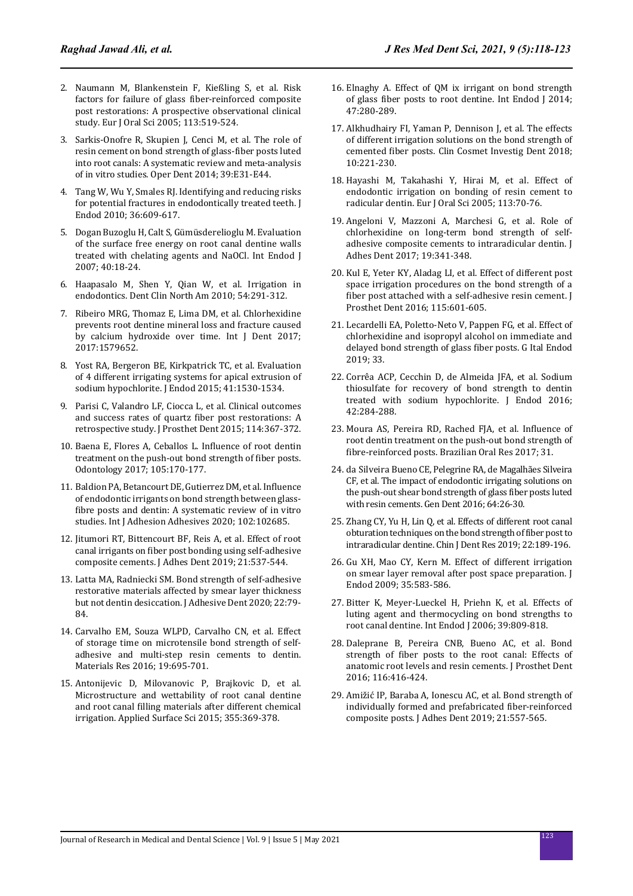2. Naumann M, Blankenstein F, Kießling S, et al. Risk factors for failure of glass fiber-reinforced composite post restorations: A prospective observational clinical study. Eur J Oral Sci 2005; 113:519-524.
3. Sarkis-Onofre R, Skupien J, Cenci M, et al. The role of resin cement on bond strength of glass-fiber posts luted into root canals: A systematic review and meta-analysis of in vitro studies. Oper Dent 2014; 39:E31-E44.
4. Tang W, Wu Y, Smales RJ. Identifying and reducing risks for potential fractures in endodontically treated teeth. J Endod 2010; 36:609-617.
5. Dogan Buzoglu H, Calt S, Gümüsderelioglu M. Evaluation of the surface free energy on root canal dentine walls treated with chelating agents and NaOCl. Int Endod J 2007; 40:18-24.
6. Haapasalo M, Shen Y, Qian W, et al. Irrigation in endodontics. Dent Clin North Am 2010; 54:291-312.
7. Ribeiro MRG, Thomaz E, Lima DM, et al. Chlorhexidine prevents root dentine mineral loss and fracture caused by calcium hydroxide over time. Int J Dent 2017; 2017:1579652.
8. Yost RA, Bergeron BE, Kirkpatrick TC, et al. Evaluation of 4 different irrigating systems for apical extrusion of sodium hypochlorite. J Endod 2015; 41:1530-1534.
9. Parisi C, Valandro LF, Ciocca L, et al. Clinical outcomes and success rates of quartz fiber post restorations: A retrospective study. J Prosthet Dent 2015; 114:367-372.
10. Baena E, Flores A, Ceballos L. Influence of root dentin treatment on the push-out bond strength of fiber posts. Odontology 2017; 105:170-177.
11. Baldion PA, Betancourt DE, Gutierrez DM, et al. Influence of endodontic irrigants on bond strength between glass-fibre posts and dentin: A systematic review of in vitro studies. Int J Adhesion Adhesives 2020; 102:102685.
12. Jitumori RT, Bittencourt BF, Reis A, et al. Effect of root canal irrigants on fiber post bonding using self-adhesive composite cements. J Adhes Dent 2019; 21:537-544.
13. Latta MA, Radniecki SM. Bond strength of self-adhesive restorative materials affected by smear layer thickness but not dentin desiccation. J Adhesive Dent 2020; 22:79-84.
14. Carvalho EM, Souza WLPD, Carvalho CN, et al. Effect of storage time on microtensile bond strength of self-adhesive and multi-step resin cements to dentin. Materials Res 2016; 19:695-701.
15. Antonijevic D, Milovanovic P, Brajkovic D, et al. Microstructure and wettability of root canal dentine and root canal filling materials after different chemical irrigation. Applied Surface Sci 2015; 355:369-378.
16. Elnaghy A. Effect of QM ix irrigant on bond strength of glass fiber posts to root dentine. Int Endod J 2014; 47:280-289.
17. Alkhudhairy FI, Yaman P, Dennison J, et al. The effects of different irrigation solutions on the bond strength of cemented fiber posts. Clin Cosmet Investig Dent 2018; 10:221-230.
18. Hayashi M, Takahashi Y, Hirai M, et al. Effect of endodontic irrigation on bonding of resin cement to radicular dentin. Eur J Oral Sci 2005; 113:70-76.
19. Angeloni V, Mazzoni A, Marchesi G, et al. Role of chlorhexidine on long-term bond strength of self-adhesive composite cements to intraradicular dentin. J Adhes Dent 2017; 19:341-348.
20. Kul E, Yeter KY, Aladag LI, et al. Effect of different post space irrigation procedures on the bond strength of a fiber post attached with a self-adhesive resin cement. J Prosthet Dent 2016; 115:601-605.
21. Lecardelli EA, Poletto-Neto V, Pappen FG, et al. Effect of chlorhexidine and isopropyl alcohol on immediate and delayed bond strength of glass fiber posts. G Ital Endod 2019; 33.
22. Corrêa ACP, Cecchin D, de Almeida JFA, et al. Sodium thiosulfate for recovery of bond strength to dentin treated with sodium hypochlorite. J Endod 2016; 42:284-288.
23. Moura AS, Pereira RD, Rached FJA, et al. Influence of root dentin treatment on the push-out bond strength of fibre-reinforced posts. Brazilian Oral Res 2017; 31.
24. da Silveira Bueno CE, Pelegrine RA, de Magalhães Silveira CF, et al. The impact of endodontic irrigating solutions on the push-out shear bond strength of glass fiber posts luted with resin cements. Gen Dent 2016; 64:26-30.
25. Zhang CY, Yu H, Lin Q, et al. Effects of different root canal obturation techniques on the bond strength of fiber post to intraradicular dentine. Chin J Dent Res 2019; 22:189-196.
26. Gu XH, Mao CY, Kern M. Effect of different irrigation on smear layer removal after post space preparation. J Endod 2009; 35:583-586.
27. Bitter K, Meyer-Lueckel H, Priehn K, et al. Effects of luting agent and thermocycling on bond strengths to root canal dentine. Int Endod J 2006; 39:809-818.
28. Daleprane B, Pereira CNB, Bueno AC, et al. Bond strength of fiber posts to the root canal: Effects of anatomic root levels and resin cements. J Prosthet Dent 2016; 116:416-424.
29. Amižić IP, Baraba A, Ionescu AC, et al. Bond strength of individually formed and prefabricated fiber-reinforced composite posts. J Adhes Dent 2019; 21:557-565.